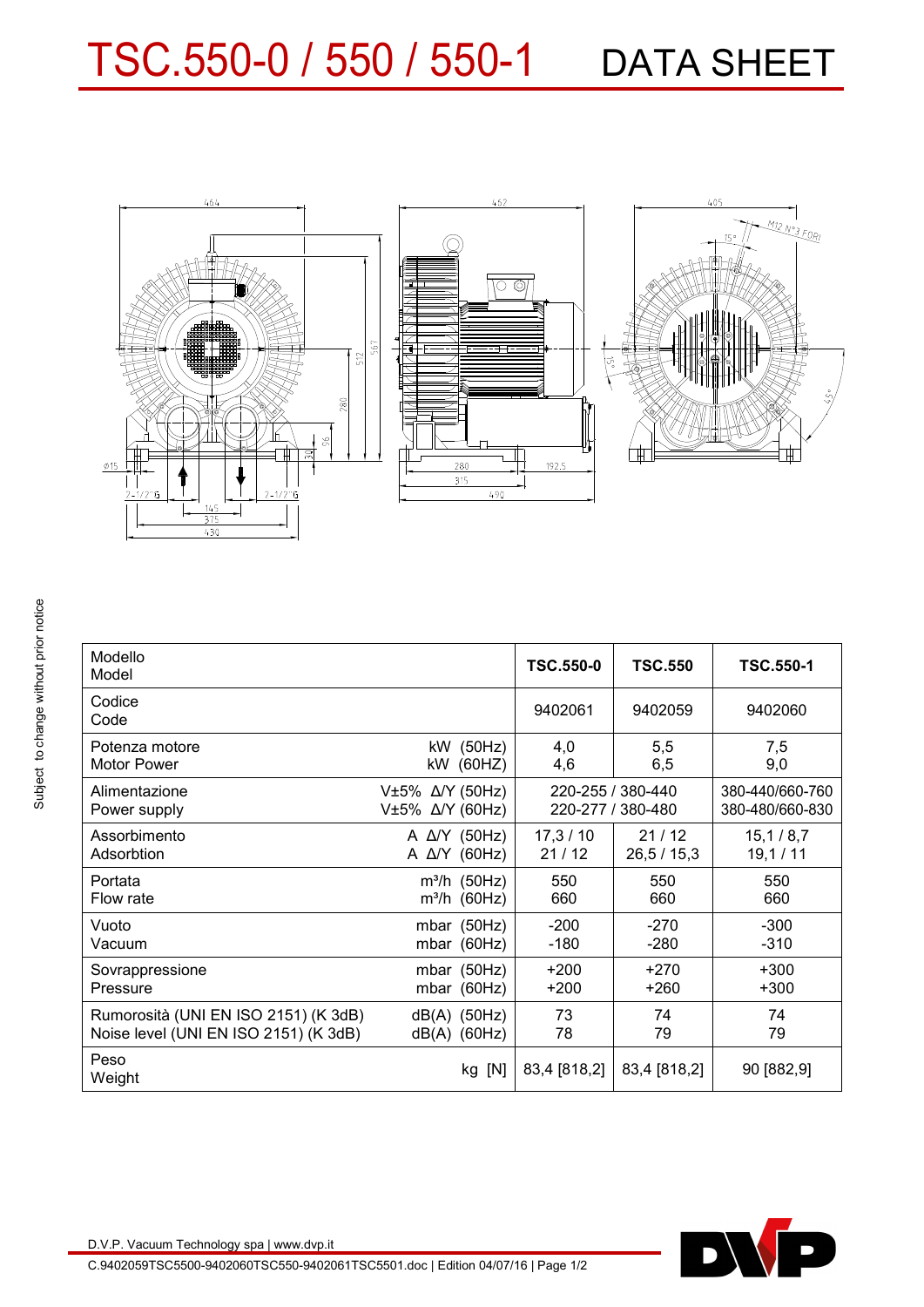# TSC.550-0 / 550 / 550-1 DATA SHEET

| Modello<br>Model | | TSC.550-0 | TSC.550 | TSC.550-1 |
|---|---|---|---|---|
| Codice<br>Code | | 9402061 | 9402059 | 9402060 |
| Potenza motore<br>Motor Power | kW (50Hz)<br>kW (60HZ) | 4,0<br>4,6 | 5,5<br>6,5 | 7,5<br>9,0 |
| Alimentazione<br>Power supply | V±5% Δ/Y (50Hz)<br>V±5% Δ/Y (60Hz) | 220-255 / 380-440<br>220-277 / 380-480 | | 380-440/660-760<br>380-480/660-830 |
| Assorbimento<br>Adsorbtion | A Δ/Y (50Hz)<br>A Δ/Y (60Hz) | 17,3 / 10<br>21 / 12 | 21 / 12<br>26,5 / 15,3 | 15,1 / 8,7<br>19,1 / 11 |
| Portata<br>Flow rate | m³/h (50Hz)<br>m³/h (60Hz) | 550<br>660 | 550<br>660 | 550<br>660 |
| Vuoto<br>Vacuum | mbar (50Hz)<br>mbar (60Hz) | -200<br>-180 | -270<br>-280 | -300<br>-310 |
| Sovrappressione<br>Pressure | mbar (50Hz)<br>mbar (60Hz) | +200<br>+200 | +270<br>+260 | +300<br>+300 |
| Rumorosità (UNI EN ISO 2151) (K 3dB)<br>Noise level (UNI EN ISO 2151) (K 3dB) | dB(A) (50Hz)<br>dB(A) (60Hz) | 73<br>78 | 74<br>79 | 74<br>79 |
| Peso<br>Weight | kg [N] | 83,4 [818,2] | 83,4 [818,2] | 90 [882,9] |

Subject to change without prior notice

D.V.P. Vacuum Technology spa | www.dvp.it

C.9402059TSC5500-9402060TSC550-9402061TSC5501.doc | Edition 04/07/16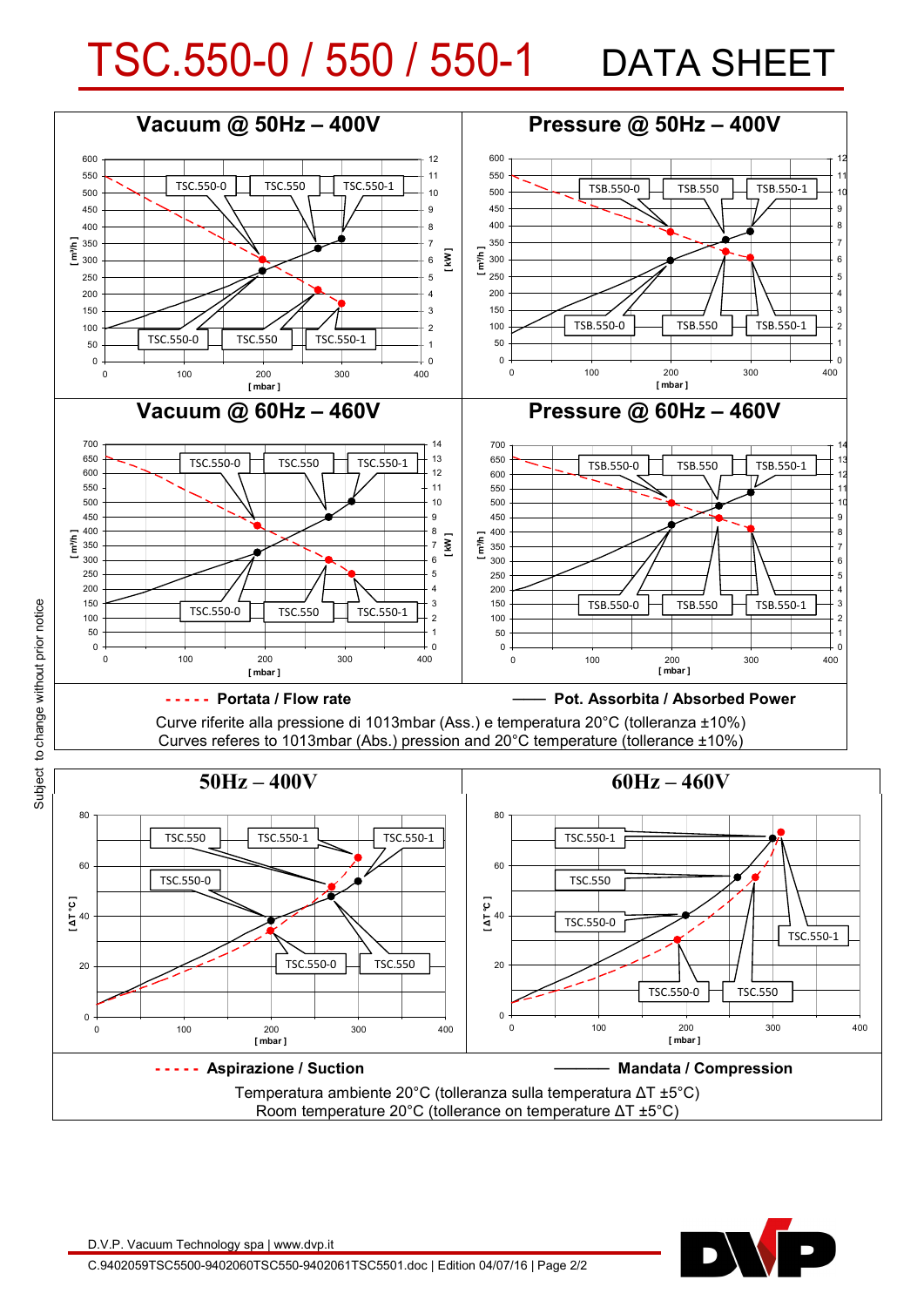# TSC.550-0 / 550 / 550-1 DATA SHEET

## Vacuum @ 50Hz – 400V

TSC.550-0 TSC.550 TSC.550-1

TSC.550-0 TSC.550 TSC.550-1

[ m³/h ] [ kW ] [ mbar ]

## Pressure @ 50Hz – 400V

TSB.550-0 TSB.550 TSB.550-1

TSB.550-0 TSB.550 TSB.550-1

[ m³/h ] [ mbar ]

## Vacuum @ 60Hz – 460V

TSC.550-0 TSC.550 TSC.550-1

TSC.550-0 TSC.550 TSC.550-1

[ m³/h ] [ kW ] [ mbar ]

## Pressure @ 60Hz – 460V

TSB.550-0 TSB.550 TSB.550-1

TSB.550-0 TSB.550 TSB.550-1

[ m³/h ] [ mbar ]

----- **Portata / Flow rate** ——— **Pot. Assorbita / Absorbed Power**

Curve riferite alla pressione di 1013mbar (Ass.) e temperatura 20°C (tolleranza ±10%)
Curves referes to 1013mbar (Abs.) pression and 20°C temperature (tollerance ±10%)

## 50Hz – 400V

TSC.550 TSC.550-1 TSC.550-1 TSC.550-0

TSC.550-0 TSC.550

[ ΔT °C ] [ mbar ]

## 60Hz – 460V

TSC.550-1 TSC.550 TSC.550-0 TSC.550-1

TSC.550-0 TSC.550

[ ΔT °C ] [ mbar ]

----- **Aspirazione / Suction** ——— **Mandata / Compression**

Temperatura ambiente 20°C (tolleranza sulla temperatura ΔT ±5°C)
Room temperature 20°C (tollerance on temperature ΔT ±5°C)

Subject to change without prior notice

D.V.P. Vacuum Technology spa | www.dvp.it
C.9402059TSC5500-9402060TSC550-9402061TSC5501.doc | Edition 04/07/16